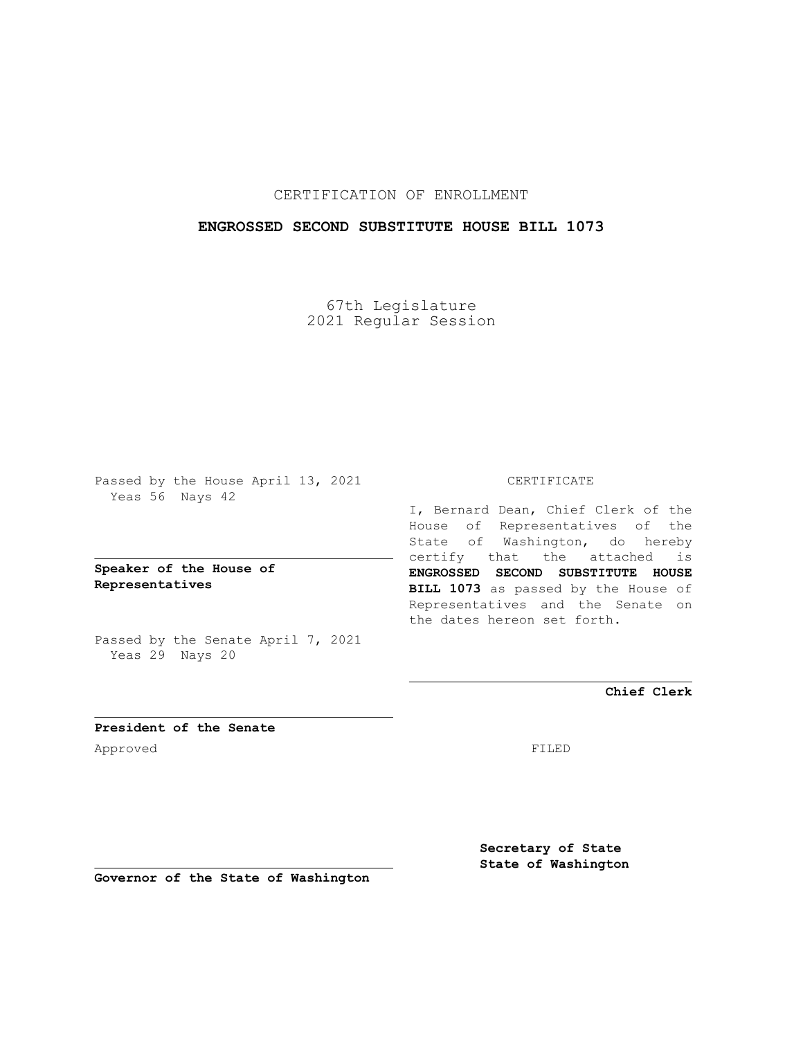CERTIFICATION OF ENROLLMENT

**ENGROSSED SECOND SUBSTITUTE HOUSE BILL 1073**

67th Legislature
2021 Regular Session

Passed by the House April 13, 2021
Yeas 56 Nays 42

**Speaker of the House of Representatives**

Passed by the Senate April 7, 2021
Yeas 29 Nays 20

**President of the Senate**

Approved

**Governor of the State of Washington**

CERTIFICATE

I, Bernard Dean, Chief Clerk of the House of Representatives of the State of Washington, do hereby certify that the attached is **ENGROSSED SECOND SUBSTITUTE HOUSE BILL 1073** as passed by the House of Representatives and the Senate on the dates hereon set forth.

**Chief Clerk**

FILED

**Secretary of State**
**State of Washington**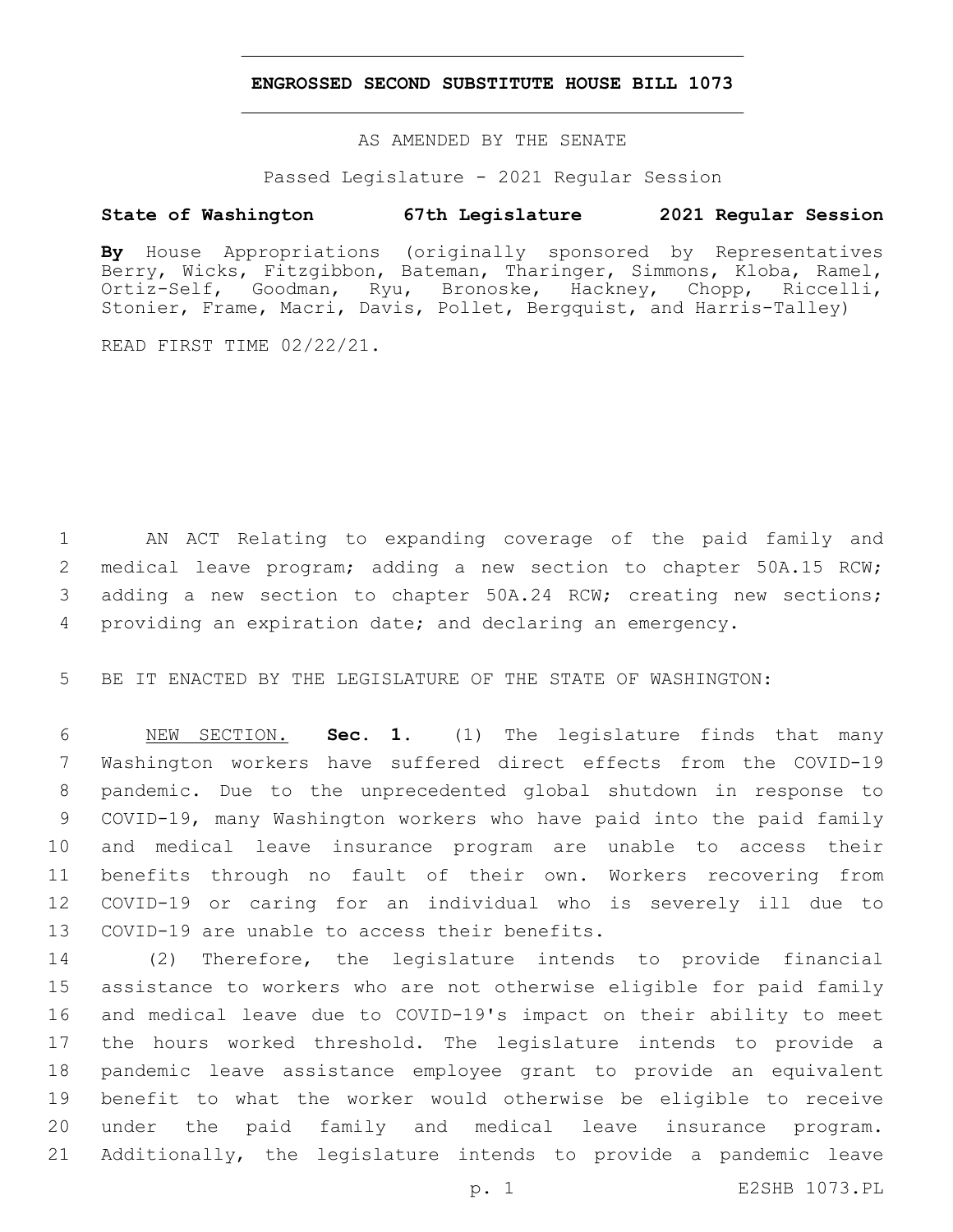**ENGROSSED SECOND SUBSTITUTE HOUSE BILL 1073**

AS AMENDED BY THE SENATE

Passed Legislature - 2021 Regular Session

**State of Washington 67th Legislature 2021 Regular Session**

**By** House Appropriations (originally sponsored by Representatives Berry, Wicks, Fitzgibbon, Bateman, Tharinger, Simmons, Kloba, Ramel, Ortiz-Self, Goodman, Ryu, Bronoske, Hackney, Chopp, Riccelli, Stonier, Frame, Macri, Davis, Pollet, Bergquist, and Harris-Talley)

READ FIRST TIME 02/22/21.

1 AN ACT Relating to expanding coverage of the paid family and 2 medical leave program; adding a new section to chapter 50A.15 RCW; 3 adding a new section to chapter 50A.24 RCW; creating new sections; 4 providing an expiration date; and declaring an emergency.

5 BE IT ENACTED BY THE LEGISLATURE OF THE STATE OF WASHINGTON:

6 NEW SECTION. **Sec. 1.** (1) The legislature finds that many 7 Washington workers have suffered direct effects from the COVID-19 8 pandemic. Due to the unprecedented global shutdown in response to 9 COVID-19, many Washington workers who have paid into the paid family 10 and medical leave insurance program are unable to access their 11 benefits through no fault of their own. Workers recovering from 12 COVID-19 or caring for an individual who is severely ill due to 13 COVID-19 are unable to access their benefits.

14 (2) Therefore, the legislature intends to provide financial 15 assistance to workers who are not otherwise eligible for paid family 16 and medical leave due to COVID-19's impact on their ability to meet 17 the hours worked threshold. The legislature intends to provide a 18 pandemic leave assistance employee grant to provide an equivalent 19 benefit to what the worker would otherwise be eligible to receive 20 under the paid family and medical leave insurance program. 21 Additionally, the legislature intends to provide a pandemic leave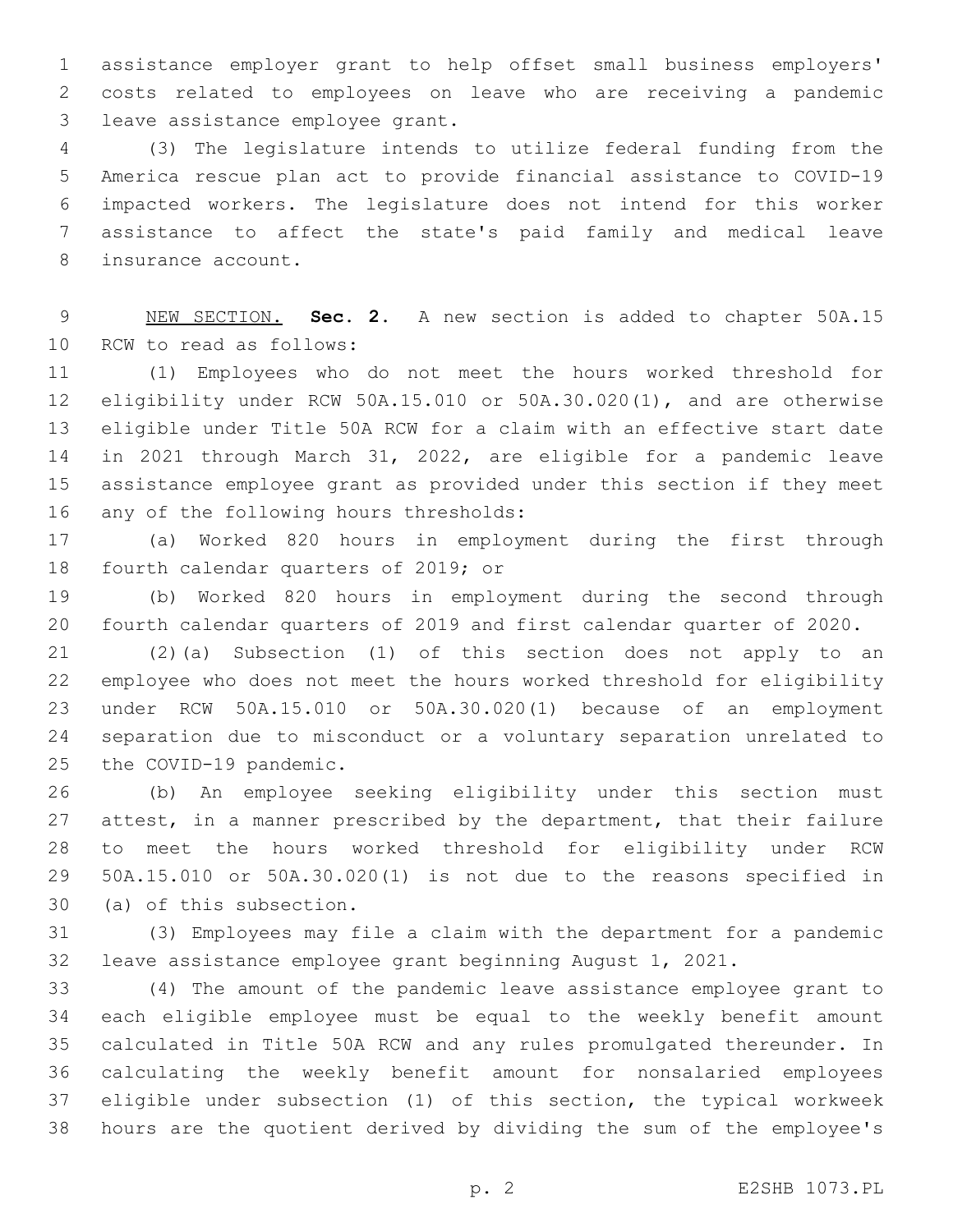assistance employer grant to help offset small business employers' costs related to employees on leave who are receiving a pandemic leave assistance employee grant.

(3) The legislature intends to utilize federal funding from the America rescue plan act to provide financial assistance to COVID-19 impacted workers. The legislature does not intend for this worker assistance to affect the state's paid family and medical leave insurance account.

NEW SECTION. **Sec. 2.** A new section is added to chapter 50A.15 RCW to read as follows:

(1) Employees who do not meet the hours worked threshold for eligibility under RCW 50A.15.010 or 50A.30.020(1), and are otherwise eligible under Title 50A RCW for a claim with an effective start date in 2021 through March 31, 2022, are eligible for a pandemic leave assistance employee grant as provided under this section if they meet any of the following hours thresholds:

(a) Worked 820 hours in employment during the first through fourth calendar quarters of 2019; or

(b) Worked 820 hours in employment during the second through fourth calendar quarters of 2019 and first calendar quarter of 2020.

(2)(a) Subsection (1) of this section does not apply to an employee who does not meet the hours worked threshold for eligibility under RCW 50A.15.010 or 50A.30.020(1) because of an employment separation due to misconduct or a voluntary separation unrelated to the COVID-19 pandemic.

(b) An employee seeking eligibility under this section must attest, in a manner prescribed by the department, that their failure to meet the hours worked threshold for eligibility under RCW 50A.15.010 or 50A.30.020(1) is not due to the reasons specified in (a) of this subsection.

(3) Employees may file a claim with the department for a pandemic leave assistance employee grant beginning August 1, 2021.

(4) The amount of the pandemic leave assistance employee grant to each eligible employee must be equal to the weekly benefit amount calculated in Title 50A RCW and any rules promulgated thereunder. In calculating the weekly benefit amount for nonsalaried employees eligible under subsection (1) of this section, the typical workweek hours are the quotient derived by dividing the sum of the employee's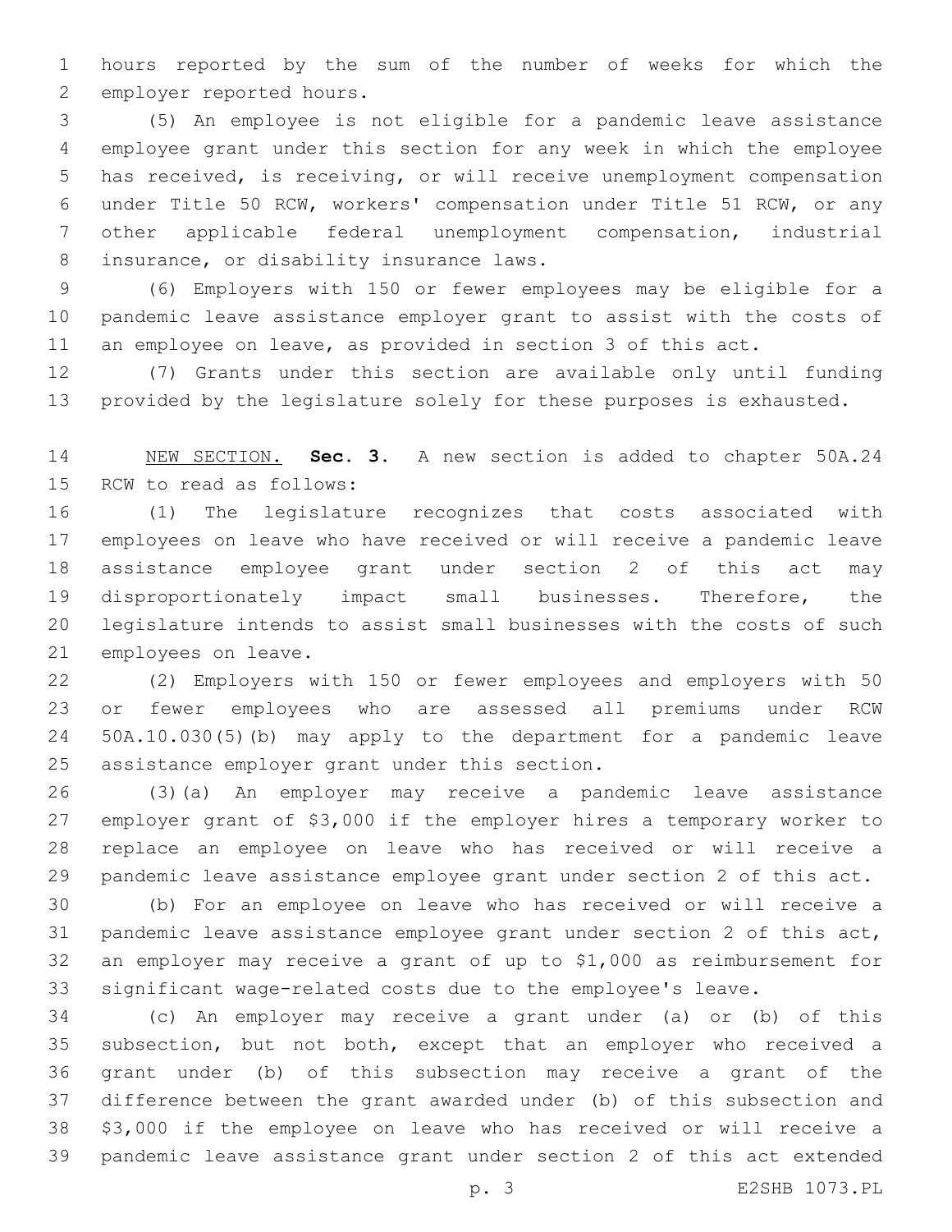hours reported by the sum of the number of weeks for which the employer reported hours.

(5) An employee is not eligible for a pandemic leave assistance employee grant under this section for any week in which the employee has received, is receiving, or will receive unemployment compensation under Title 50 RCW, workers' compensation under Title 51 RCW, or any other applicable federal unemployment compensation, industrial insurance, or disability insurance laws.

(6) Employers with 150 or fewer employees may be eligible for a pandemic leave assistance employer grant to assist with the costs of an employee on leave, as provided in section 3 of this act.

(7) Grants under this section are available only until funding provided by the legislature solely for these purposes is exhausted.

NEW SECTION. **Sec. 3.** A new section is added to chapter 50A.24 RCW to read as follows:

(1) The legislature recognizes that costs associated with employees on leave who have received or will receive a pandemic leave assistance employee grant under section 2 of this act may disproportionately impact small businesses. Therefore, the legislature intends to assist small businesses with the costs of such employees on leave.

(2) Employers with 150 or fewer employees and employers with 50 or fewer employees who are assessed all premiums under RCW 50A.10.030(5)(b) may apply to the department for a pandemic leave assistance employer grant under this section.

(3)(a) An employer may receive a pandemic leave assistance employer grant of $3,000 if the employer hires a temporary worker to replace an employee on leave who has received or will receive a pandemic leave assistance employee grant under section 2 of this act.

(b) For an employee on leave who has received or will receive a pandemic leave assistance employee grant under section 2 of this act, an employer may receive a grant of up to $1,000 as reimbursement for significant wage-related costs due to the employee's leave.

(c) An employer may receive a grant under (a) or (b) of this subsection, but not both, except that an employer who received a grant under (b) of this subsection may receive a grant of the difference between the grant awarded under (b) of this subsection and $3,000 if the employee on leave who has received or will receive a pandemic leave assistance grant under section 2 of this act extended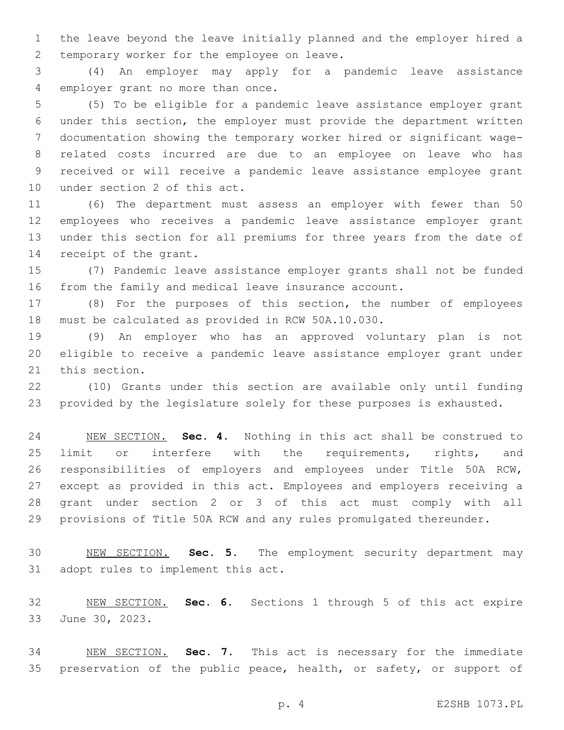the leave beyond the leave initially planned and the employer hired a temporary worker for the employee on leave.

(4) An employer may apply for a pandemic leave assistance employer grant no more than once.

(5) To be eligible for a pandemic leave assistance employer grant under this section, the employer must provide the department written documentation showing the temporary worker hired or significant wage-related costs incurred are due to an employee on leave who has received or will receive a pandemic leave assistance employee grant under section 2 of this act.

(6) The department must assess an employer with fewer than 50 employees who receives a pandemic leave assistance employer grant under this section for all premiums for three years from the date of receipt of the grant.

(7) Pandemic leave assistance employer grants shall not be funded from the family and medical leave insurance account.

(8) For the purposes of this section, the number of employees must be calculated as provided in RCW 50A.10.030.

(9) An employer who has an approved voluntary plan is not eligible to receive a pandemic leave assistance employer grant under this section.

(10) Grants under this section are available only until funding provided by the legislature solely for these purposes is exhausted.

NEW SECTION. **Sec. 4.** Nothing in this act shall be construed to limit or interfere with the requirements, rights, and responsibilities of employers and employees under Title 50A RCW, except as provided in this act. Employees and employers receiving a grant under section 2 or 3 of this act must comply with all provisions of Title 50A RCW and any rules promulgated thereunder.

NEW SECTION. **Sec. 5.** The employment security department may adopt rules to implement this act.

NEW SECTION. **Sec. 6.** Sections 1 through 5 of this act expire June 30, 2023.

NEW SECTION. **Sec. 7.** This act is necessary for the immediate preservation of the public peace, health, or safety, or support of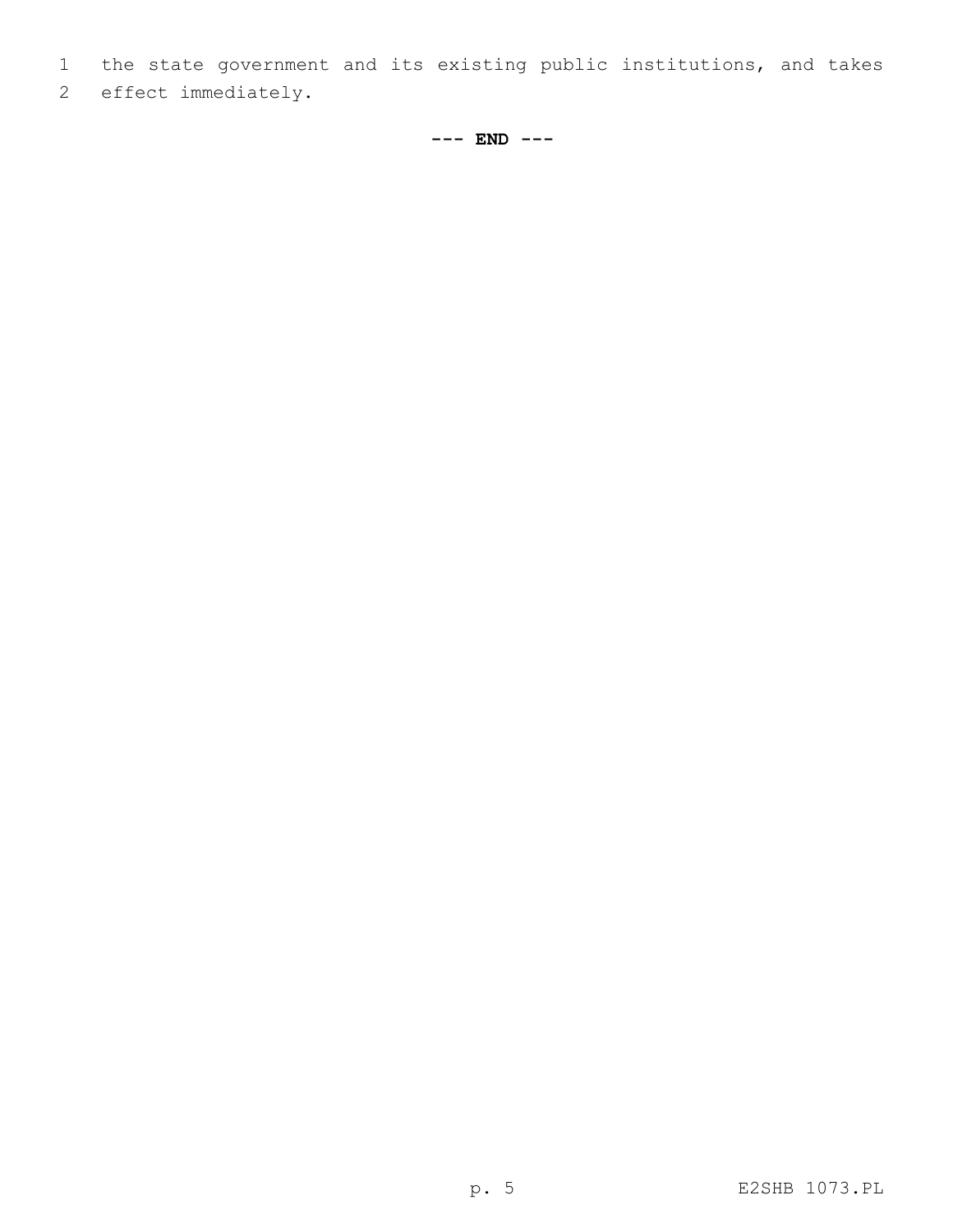the state government and its existing public institutions, and takes effect immediately.

**--- END ---**